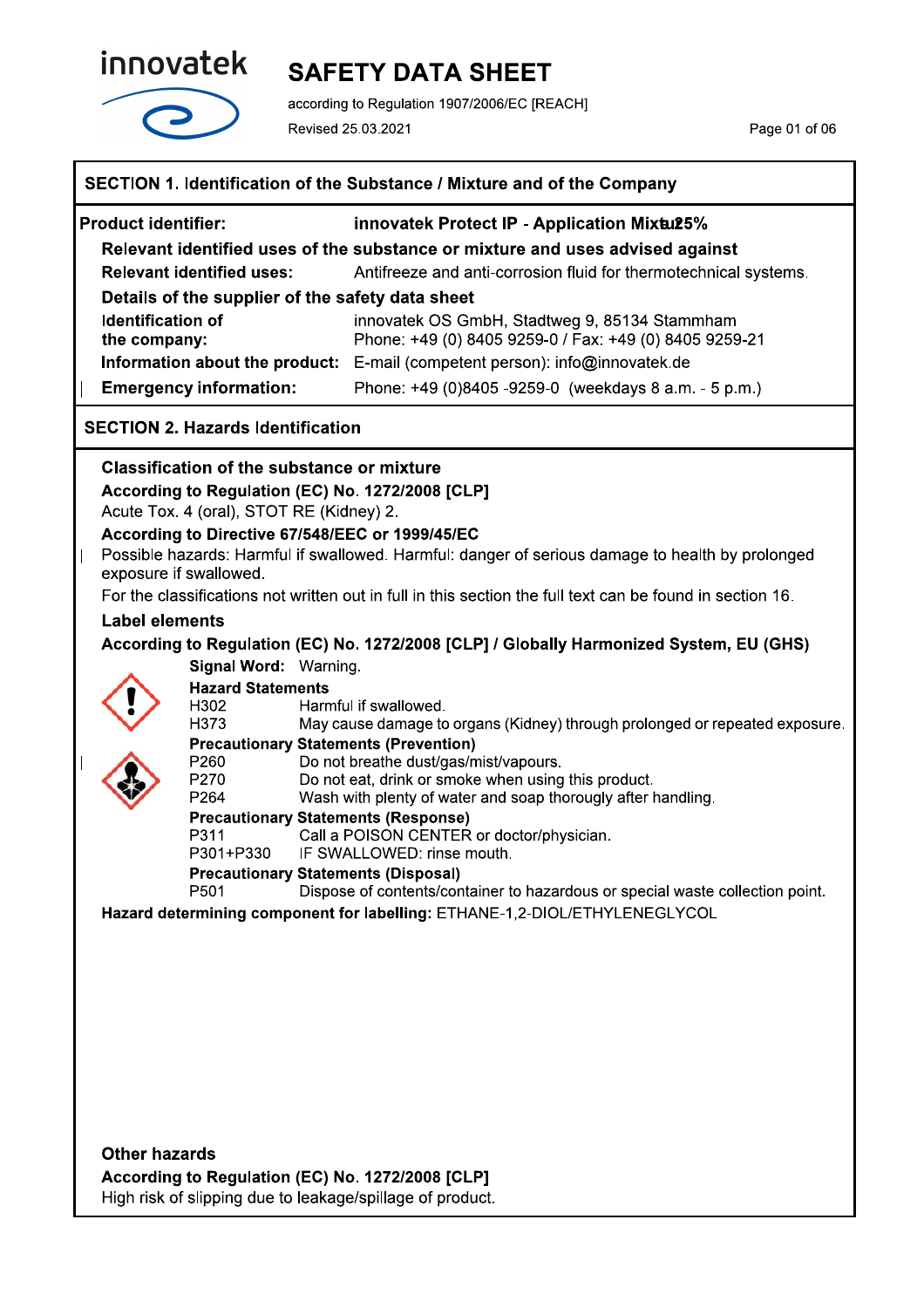# SAFETY DATA SHEET

according to Regulation 1907/2006/EC [REACH]

Revised 25.03.2021

## SECTION 1. Identification of the Substance / Mixture and of the Company

**Product identifier:** **innovatek Protect IP - Application Mixture 25%**

**Relevant identified uses of the substance or mixture and uses advised against**

**Relevant identified uses:** Antifreeze and anti-corrosion fluid for thermotechnical systems.

**Details of the supplier of the safety data sheet**

**Identification of the company:** innovatek OS GmbH, Stadtweg 9, 85134 Stammham
Phone: +49 (0) 8405 9259-0 / Fax: +49 (0) 8405 9259-21

**Information about the product:** E-mail (competent person): info@innovatek.de

**Emergency information:** Phone: +49 (0)8405 -9259-0 (weekdays 8 a.m. - 5 p.m.)

## SECTION 2. Hazards Identification

**Classification of the substance or mixture**

**According to Regulation (EC) No. 1272/2008 [CLP]**

Acute Tox. 4 (oral), STOT RE (Kidney) 2.

**According to Directive 67/548/EEC or 1999/45/EC**

Possible hazards: Harmful if swallowed. Harmful: danger of serious damage to health by prolonged exposure if swallowed.

For the classifications not written out in full in this section the full text can be found in section 16.

**Label elements**

**According to Regulation (EC) No. 1272/2008 [CLP] / Globally Harmonized System, EU (GHS)**

**Signal Word:** Warning.

**Hazard Statements**

| | |
|---|---|
| H302 | Harmful if swallowed. |
| H373 | May cause damage to organs (Kidney) through prolonged or repeated exposure. |

**Precautionary Statements (Prevention)**

| | |
|---|---|
| P260 | Do not breathe dust/gas/mist/vapours. |
| P270 | Do not eat, drink or smoke when using this product. |
| P264 | Wash with plenty of water and soap thoroughly after handling. |

**Precautionary Statements (Response)**

| | |
|---|---|
| P311 | Call a POISON CENTER or doctor/physician. |
| P301+P330 | IF SWALLOWED: rinse mouth. |

**Precautionary Statements (Disposal)**

| | |
|---|---|
| P501 | Dispose of contents/container to hazardous or special waste collection point. |

**Hazard determining component for labelling:** ETHANE-1,2-DIOL/ETHYLENEGLYCOL

**Other hazards**

**According to Regulation (EC) No. 1272/2008 [CLP]**

High risk of slipping due to leakage/spillage of product.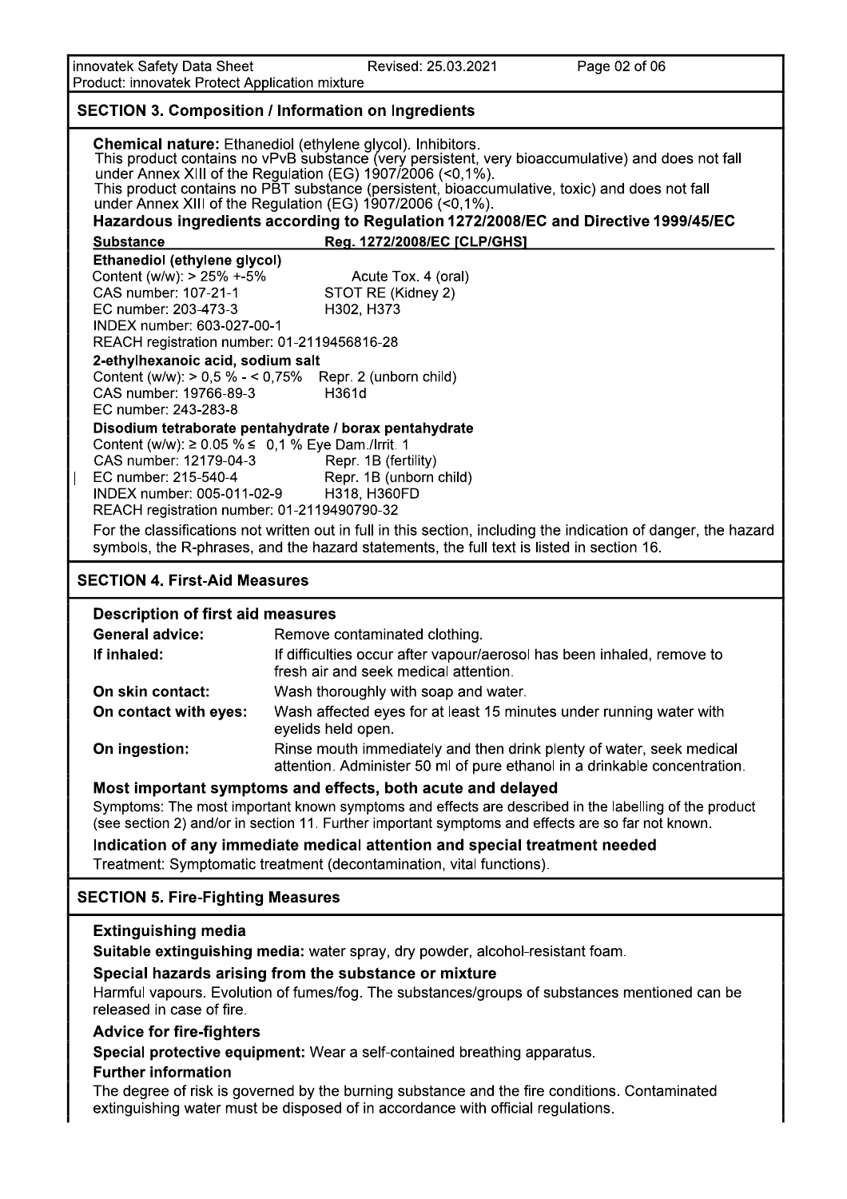## SECTION 3. Composition / Information on Ingredients

**Chemical nature:** Ethanediol (ethylene glycol). Inhibitors.
This product contains no vPvB substance (very persistent, very bioaccumulative) and does not fall under Annex XIII of the Regulation (EG) 1907/2006 (<0,1%).
This product contains no PBT substance (persistent, bioaccumulative, toxic) and does not fall under Annex XIII of the Regulation (EG) 1907/2006 (<0,1%).

**Hazardous ingredients according to Regulation 1272/2008/EC and Directive 1999/45/EC**

| Substance | Reg. 1272/2008/EC [CLP/GHS] |
|---|---|
| **Ethanediol (ethylene glycol)** | |
| Content (w/w): > 25% +-5% | Acute Tox. 4 (oral) |
| CAS number: 107-21-1 | STOT RE (Kidney 2) |
| EC number: 203-473-3 | H302, H373 |
| INDEX number: 603-027-00-1 | |
| REACH registration number: 01-2119456816-28 | |
| **2-ethylhexanoic acid, sodium salt** | |
| Content (w/w): > 0,5 % - < 0,75% | Repr. 2 (unborn child) |
| CAS number: 19766-89-3 | H361d |
| EC number: 243-283-8 | |
| **Disodium tetraborate pentahydrate / borax pentahydrate** | |
| Content (w/w): ≥ 0.05 % ≤ 0,1 % | Eye Dam./Irrit. 1 |
| CAS number: 12179-04-3 | Repr. 1B (fertility) |
| EC number: 215-540-4 | Repr. 1B (unborn child) |
| INDEX number: 005-011-02-9 | H318, H360FD |
| REACH registration number: 01-2119490790-32 | |

For the classifications not written out in full in this section, including the indication of danger, the hazard symbols, the R-phrases, and the hazard statements, the full text is listed in section 16.

## SECTION 4. First-Aid Measures

### Description of first aid measures

| | |
|---|---|
| **General advice:** | Remove contaminated clothing. |
| **If inhaled:** | If difficulties occur after vapour/aerosol has been inhaled, remove to fresh air and seek medical attention. |
| **On skin contact:** | Wash thoroughly with soap and water. |
| **On contact with eyes:** | Wash affected eyes for at least 15 minutes under running water with eyelids held open. |
| **On ingestion:** | Rinse mouth immediately and then drink plenty of water, seek medical attention. Administer 50 ml of pure ethanol in a drinkable concentration. |

### Most important symptoms and effects, both acute and delayed

Symptoms: The most important known symptoms and effects are described in the labelling of the product (see section 2) and/or in section 11. Further important symptoms and effects are so far not known.

### Indication of any immediate medical attention and special treatment needed

Treatment: Symptomatic treatment (decontamination, vital functions).

## SECTION 5. Fire-Fighting Measures

### Extinguishing media

**Suitable extinguishing media:** water spray, dry powder, alcohol-resistant foam.

### Special hazards arising from the substance or mixture

Harmful vapours. Evolution of fumes/fog. The substances/groups of substances mentioned can be released in case of fire.

### Advice for fire-fighters

**Special protective equipment:** Wear a self-contained breathing apparatus.

**Further information**

The degree of risk is governed by the burning substance and the fire conditions. Contaminated extinguishing water must be disposed of in accordance with official regulations.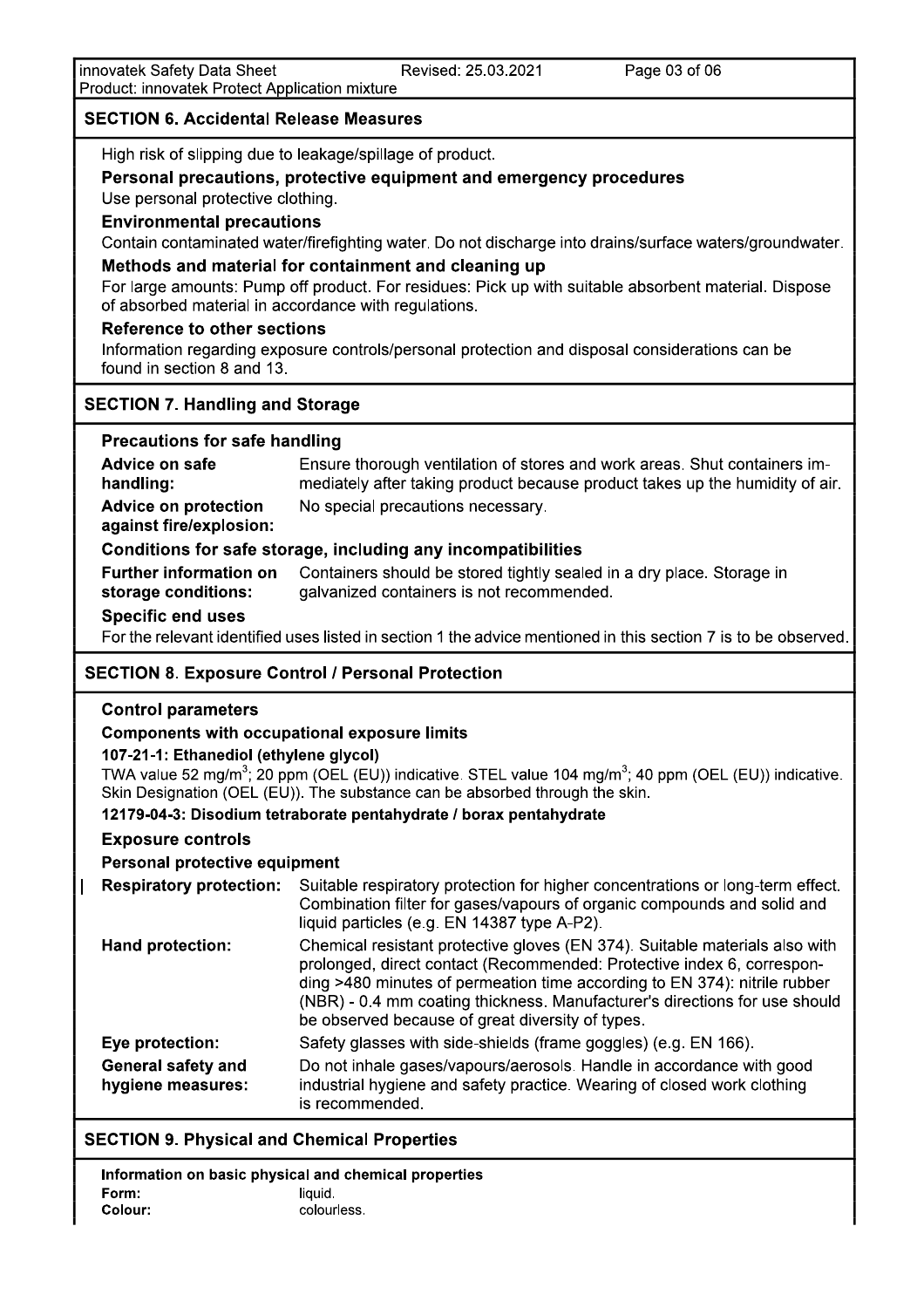## SECTION 6. Accidental Release Measures

High risk of slipping due to leakage/spillage of product.

### Personal precautions, protective equipment and emergency procedures

Use personal protective clothing.

### Environmental precautions

Contain contaminated water/firefighting water. Do not discharge into drains/surface waters/groundwater.

### Methods and material for containment and cleaning up

For large amounts: Pump off product. For residues: Pick up with suitable absorbent material. Dispose of absorbed material in accordance with regulations.

### Reference to other sections

Information regarding exposure controls/personal protection and disposal considerations can be found in section 8 and 13.

## SECTION 7. Handling and Storage

### Precautions for safe handling

**Advice on safe handling:** Ensure thorough ventilation of stores and work areas. Shut containers immediately after taking product because product takes up the humidity of air.

**Advice on protection against fire/explosion:** No special precautions necessary.

### Conditions for safe storage, including any incompatibilities

**Further information on storage conditions:** Containers should be stored tightly sealed in a dry place. Storage in galvanized containers is not recommended.

### Specific end uses

For the relevant identified uses listed in section 1 the advice mentioned in this section 7 is to be observed.

## SECTION 8. Exposure Control / Personal Protection

### Control parameters

**Components with occupational exposure limits**

**107-21-1: Ethanediol (ethylene glycol)**

TWA value 52 mg/m$^3$; 20 ppm (OEL (EU)) indicative. STEL value 104 mg/m$^3$; 40 ppm (OEL (EU)) indicative. Skin Designation (OEL (EU)). The substance can be absorbed through the skin.

**12179-04-3: Disodium tetraborate pentahydrate / borax pentahydrate**

### Exposure controls

**Personal protective equipment**

**Respiratory protection:** Suitable respiratory protection for higher concentrations or long-term effect. Combination filter for gases/vapours of organic compounds and solid and liquid particles (e.g. EN 14387 type A-P2).

**Hand protection:** Chemical resistant protective gloves (EN 374). Suitable materials also with prolonged, direct contact (Recommended: Protective index 6, corresponding >480 minutes of permeation time according to EN 374): nitrile rubber (NBR) - 0.4 mm coating thickness. Manufacturer's directions for use should be observed because of great diversity of types.

**Eye protection:** Safety glasses with side-shields (frame goggles) (e.g. EN 166).

**General safety and hygiene measures:** Do not inhale gases/vapours/aerosols. Handle in accordance with good industrial hygiene and safety practice. Wearing of closed work clothing is recommended.

## SECTION 9. Physical and Chemical Properties

**Information on basic physical and chemical properties**

**Form:** liquid.

**Colour:** colourless.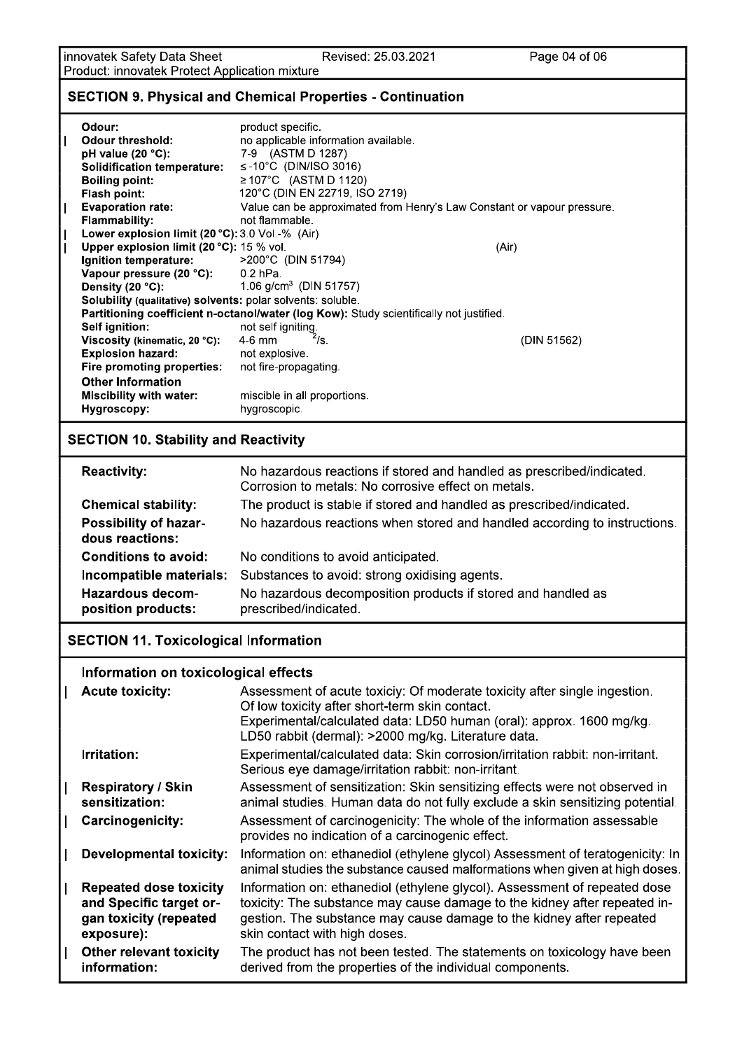## SECTION 9. Physical and Chemical Properties - Continuation

| | |
|---|---|
| **Odour:** | product specific. |
| **Odour threshold:** | no applicable information available. |
| **pH value (20 °C):** | 7-9 (ASTM D 1287) |
| **Solidification temperature:** | ≤ -10°C (DIN/ISO 3016) |
| **Boiling point:** | ≥ 107°C (ASTM D 1120) |
| **Flash point:** | 120°C (DIN EN 22719, ISO 2719) |
| **Evaporation rate:** | Value can be approximated from Henry's Law Constant or vapour pressure. |
| **Flammability:** | not flammable. |
| **Lower explosion limit (20 °C):** | 3.0 Vol.-% (Air) |
| **Upper explosion limit (20 °C):** | 15 % vol. (Air) |
| **Ignition temperature:** | >200°C (DIN 51794) |
| **Vapour pressure (20 °C):** | 0.2 hPa. |
| **Density (20 °C):** | 1.06 g/cm$^3$ (DIN 51757) |
| **Solubility (qualitative) solvents:** | polar solvents: soluble. |
| **Partitioning coefficient n-octanol/water (log Kow):** | Study scientifically not justified. |
| **Self ignition:** | not self igniting. |
| **Viscosity (kinematic, 20 °C):** | 4-6 mm$^2$/s. (DIN 51562) |
| **Explosion hazard:** | not explosive. |
| **Fire promoting properties:** | not fire-propagating. |
| **Other Information** | |
| **Miscibility with water:** | miscible in all proportions. |
| **Hygroscopy:** | hygroscopic. |

## SECTION 10. Stability and Reactivity

| | |
|---|---|
| **Reactivity:** | No hazardous reactions if stored and handled as prescribed/indicated. Corrosion to metals: No corrosive effect on metals. |
| **Chemical stability:** | The product is stable if stored and handled as prescribed/indicated. |
| **Possibility of hazardous reactions:** | No hazardous reactions when stored and handled according to instructions. |
| **Conditions to avoid:** | No conditions to avoid anticipated. |
| **Incompatible materials:** | Substances to avoid: strong oxidising agents. |
| **Hazardous decomposition products:** | No hazardous decomposition products if stored and handled as prescribed/indicated. |

## SECTION 11. Toxicological Information

### Information on toxicological effects

| | |
|---|---|
| **Acute toxicity:** | Assessment of acute toxiciy: Of moderate toxicity after single ingestion. Of low toxicity after short-term skin contact. Experimental/calculated data: LD50 human (oral): approx. 1600 mg/kg. LD50 rabbit (dermal): >2000 mg/kg. Literature data. |
| **Irritation:** | Experimental/calculated data: Skin corrosion/irritation rabbit: non-irritant. Serious eye damage/irritation rabbit: non-irritant. |
| **Respiratory / Skin sensitization:** | Assessment of sensitization: Skin sensitizing effects were not observed in animal studies. Human data do not fully exclude a skin sensitizing potential. |
| **Carcinogenicity:** | Assessment of carcinogenicity: The whole of the information assessable provides no indication of a carcinogenic effect. |
| **Developmental toxicity:** | Information on: ethanediol (ethylene glycol) Assessment of teratogenicity: In animal studies the substance caused malformations when given at high doses. |
| **Repeated dose toxicity and Specific target organ toxicity (repeated exposure):** | Information on: ethanediol (ethylene glycol). Assessment of repeated dose toxicity: The substance may cause damage to the kidney after repeated ingestion. The substance may cause damage to the kidney after repeated skin contact with high doses. |
| **Other relevant toxicity information:** | The product has not been tested. The statements on toxicology have been derived from the properties of the individual components. |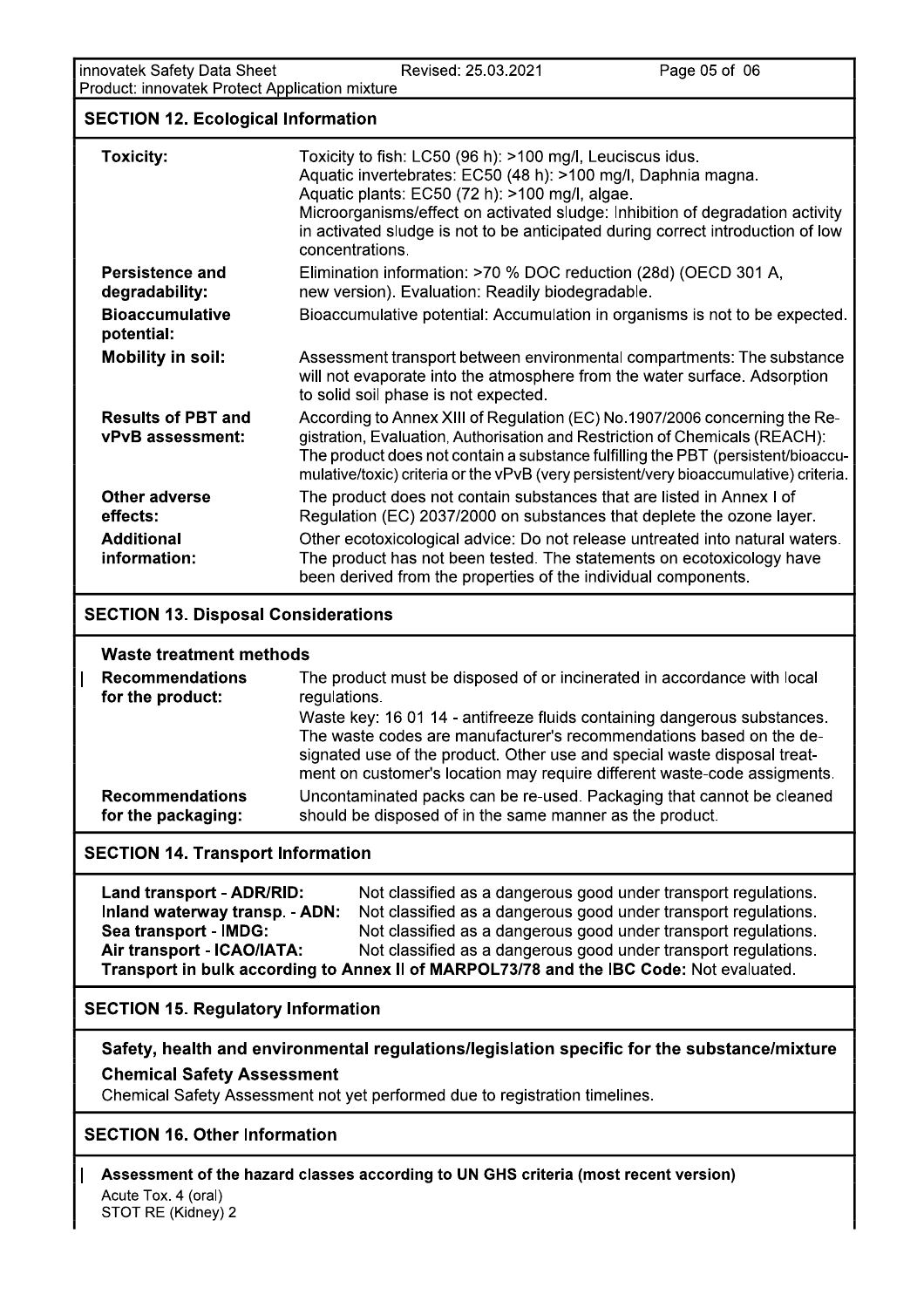## SECTION 12. Ecological Information

**Toxicity:**
Toxicity to fish: LC50 (96 h): >100 mg/l, Leuciscus idus.
Aquatic invertebrates: EC50 (48 h): >100 mg/l, Daphnia magna.
Aquatic plants: EC50 (72 h): >100 mg/l, algae.
Microorganisms/effect on activated sludge: Inhibition of degradation activity in activated sludge is not to be anticipated during correct introduction of low concentrations.

**Persistence and degradability:**
Elimination information: >70 % DOC reduction (28d) (OECD 301 A, new version). Evaluation: Readily biodegradable.

**Bioaccumulative potential:**
Bioaccumulative potential: Accumulation in organisms is not to be expected.

**Mobility in soil:**
Assessment transport between environmental compartments: The substance will not evaporate into the atmosphere from the water surface. Adsorption to solid soil phase is not expected.

**Results of PBT and vPvB assessment:**
According to Annex XIII of Regulation (EC) No.1907/2006 concerning the Registration, Evaluation, Authorisation and Restriction of Chemicals (REACH): The product does not contain a substance fulfilling the PBT (persistent/bioaccumulative/toxic) criteria or the vPvB (very persistent/very bioaccumulative) criteria.

**Other adverse effects:**
The product does not contain substances that are listed in Annex I of Regulation (EC) 2037/2000 on substances that deplete the ozone layer.

**Additional information:**
Other ecotoxicological advice: Do not release untreated into natural waters. The product has not been tested. The statements on ecotoxicology have been derived from the properties of the individual components.

## SECTION 13. Disposal Considerations

### Waste treatment methods

**Recommendations for the product:**
The product must be disposed of or incinerated in accordance with local regulations.
Waste key: 16 01 14 - antifreeze fluids containing dangerous substances. The waste codes are manufacturer's recommendations based on the designated use of the product. Other use and special waste disposal treatment on customer's location may require different waste-code assigments.

**Recommendations for the packaging:**
Uncontaminated packs can be re-used. Packaging that cannot be cleaned should be disposed of in the same manner as the product.

## SECTION 14. Transport Information

**Land transport - ADR/RID:** Not classified as a dangerous good under transport regulations.
**Inland waterway transp. - ADN:** Not classified as a dangerous good under transport regulations.
**Sea transport - IMDG:** Not classified as a dangerous good under transport regulations.
**Air transport - ICAO/IATA:** Not classified as a dangerous good under transport regulations.
**Transport in bulk according to Annex II of MARPOL73/78 and the IBC Code:** Not evaluated.

## SECTION 15. Regulatory Information

### Safety, health and environmental regulations/legislation specific for the substance/mixture

### Chemical Safety Assessment

Chemical Safety Assessment not yet performed due to registration timelines.

## SECTION 16. Other Information

**Assessment of the hazard classes according to UN GHS criteria (most recent version)**

Acute Tox. 4 (oral)
STOT RE (Kidney) 2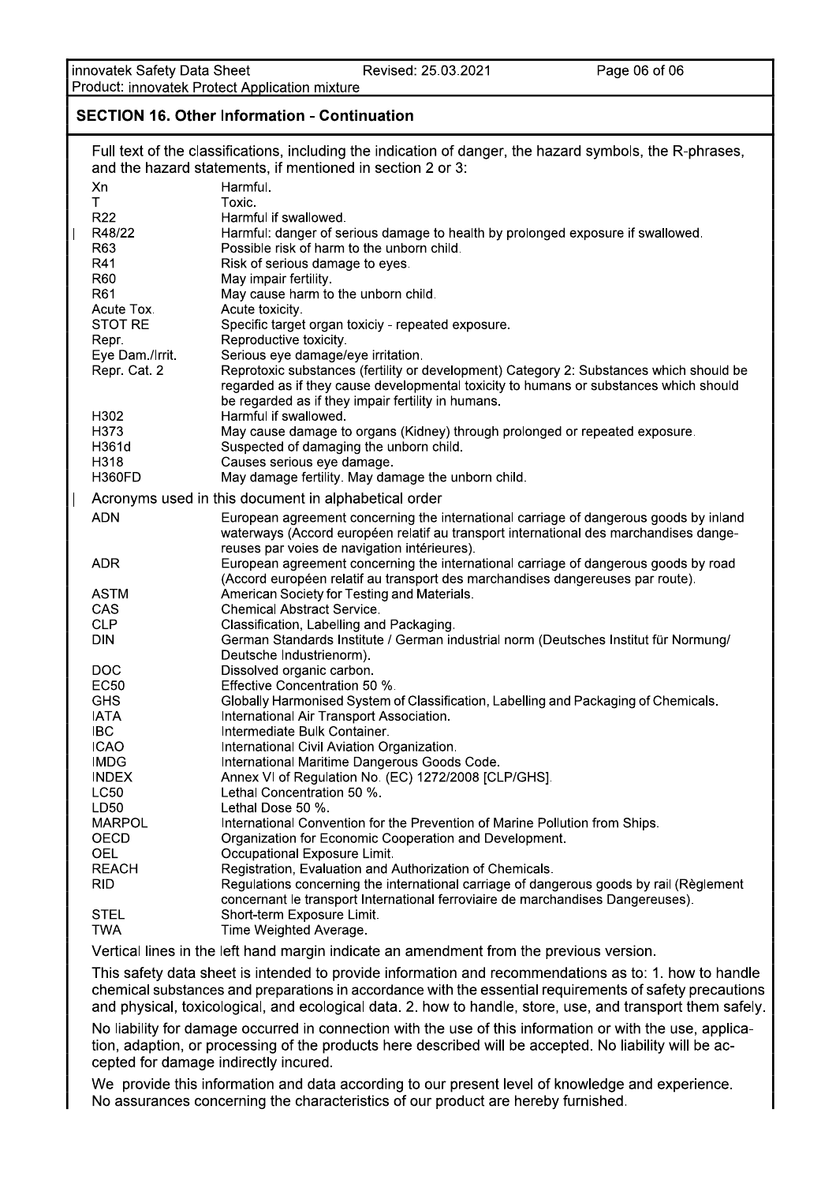## SECTION 16. Other Information - Continuation

Full text of the classifications, including the indication of danger, the hazard symbols, the R-phrases, and the hazard statements, if mentioned in section 2 or 3:

| | |
|---|---|
| Xn | Harmful. |
| T | Toxic. |
| R22 | Harmful if swallowed. |
| R48/22 | Harmful: danger of serious damage to health by prolonged exposure if swallowed. |
| R63 | Possible risk of harm to the unborn child. |
| R41 | Risk of serious damage to eyes. |
| R60 | May impair fertility. |
| R61 | May cause harm to the unborn child. |
| Acute Tox. | Acute toxicity. |
| STOT RE | Specific target organ toxiciy - repeated exposure. |
| Repr. | Reproductive toxicity. |
| Eye Dam./Irrit. | Serious eye damage/eye irritation. |
| Repr. Cat. 2 | Reprotoxic substances (fertility or development) Category 2: Substances which should be regarded as if they cause developmental toxicity to humans or substances which should be regarded as if they impair fertility in humans. |
| H302 | Harmful if swallowed. |
| H373 | May cause damage to organs (Kidney) through prolonged or repeated exposure. |
| H361d | Suspected of damaging the unborn child. |
| H318 | Causes serious eye damage. |
| H360FD | May damage fertility. May damage the unborn child. |

Acronyms used in this document in alphabetical order

| | |
|---|---|
| ADN | European agreement concerning the international carriage of dangerous goods by inland waterways (Accord européen relatif au transport international des marchandises dangereuses par voies de navigation intérieures). |
| ADR | European agreement concerning the international carriage of dangerous goods by road (Accord européen relatif au transport des marchandises dangereuses par route). |
| ASTM | American Society for Testing and Materials. |
| CAS | Chemical Abstract Service. |
| CLP | Classification, Labelling and Packaging. |
| DIN | German Standards Institute / German industrial norm (Deutsches Institut für Normung/ Deutsche Industrienorm). |
| DOC | Dissolved organic carbon. |
| EC50 | Effective Concentration 50 %. |
| GHS | Globally Harmonised System of Classification, Labelling and Packaging of Chemicals. |
| IATA | International Air Transport Association. |
| IBC | Intermediate Bulk Container. |
| ICAO | International Civil Aviation Organization. |
| IMDG | International Maritime Dangerous Goods Code. |
| INDEX | Annex VI of Regulation No. (EC) 1272/2008 [CLP/GHS]. |
| LC50 | Lethal Concentration 50 %. |
| LD50 | Lethal Dose 50 %. |
| MARPOL | International Convention for the Prevention of Marine Pollution from Ships. |
| OECD | Organization for Economic Cooperation and Development. |
| OEL | Occupational Exposure Limit. |
| REACH | Registration, Evaluation and Authorization of Chemicals. |
| RID | Regulations concerning the international carriage of dangerous goods by rail (Règlement concernant le transport International ferroviaire de marchandises Dangereuses). |
| STEL | Short-term Exposure Limit. |
| TWA | Time Weighted Average. |

Vertical lines in the left hand margin indicate an amendment from the previous version.

This safety data sheet is intended to provide information and recommendations as to: 1. how to handle chemical substances and preparations in accordance with the essential requirements of safety precautions and physical, toxicological, and ecological data. 2. how to handle, store, use, and transport them safely.

No liability for damage occurred in connection with the use of this information or with the use, application, adaption, or processing of the products here described will be accepted. No liability will be accepted for damage indirectly incured.

We provide this information and data according to our present level of knowledge and experience. No assurances concerning the characteristics of our product are hereby furnished.